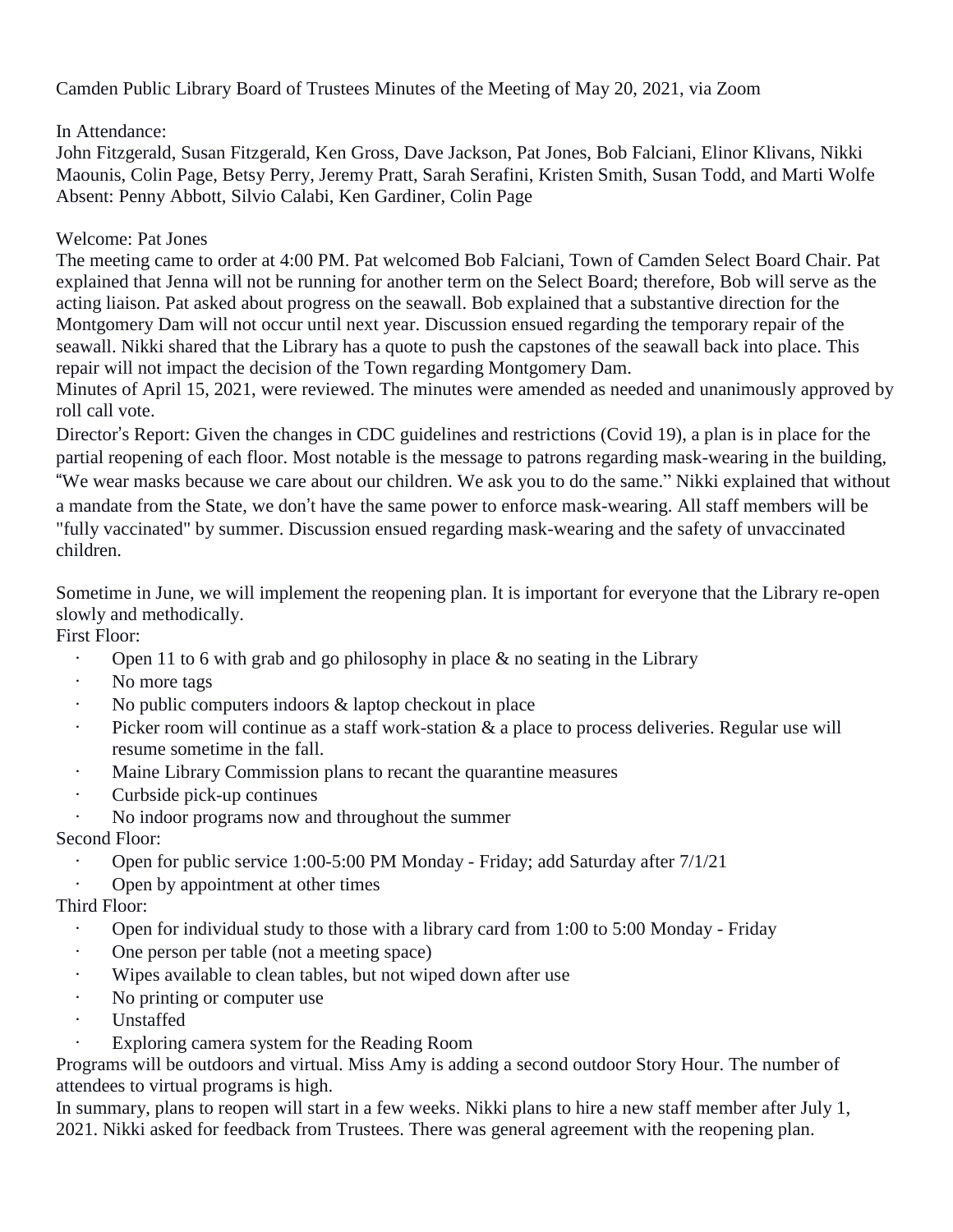Camden Public Library Board of Trustees Minutes of the Meeting of May 20, 2021, via Zoom

In Attendance:
John Fitzgerald, Susan Fitzgerald, Ken Gross, Dave Jackson, Pat Jones, Bob Falciani, Elinor Klivans, Nikki Maounis, Colin Page, Betsy Perry, Jeremy Pratt, Sarah Serafini, Kristen Smith, Susan Todd, and Marti Wolfe
Absent: Penny Abbott, Silvio Calabi, Ken Gardiner, Colin Page

Welcome: Pat Jones
The meeting came to order at 4:00 PM. Pat welcomed Bob Falciani, Town of Camden Select Board Chair. Pat explained that Jenna will not be running for another term on the Select Board; therefore, Bob will serve as the acting liaison. Pat asked about progress on the seawall. Bob explained that a substantive direction for the Montgomery Dam will not occur until next year. Discussion ensued regarding the temporary repair of the seawall. Nikki shared that the Library has a quote to push the capstones of the seawall back into place. This repair will not impact the decision of the Town regarding Montgomery Dam.
Minutes of April 15, 2021, were reviewed. The minutes were amended as needed and unanimously approved by roll call vote.
Director's Report: Given the changes in CDC guidelines and restrictions (Covid 19), a plan is in place for the partial reopening of each floor. Most notable is the message to patrons regarding mask-wearing in the building, "We wear masks because we care about our children. We ask you to do the same." Nikki explained that without a mandate from the State, we don't have the same power to enforce mask-wearing. All staff members will be "fully vaccinated" by summer. Discussion ensued regarding mask-wearing and the safety of unvaccinated children.

Sometime in June, we will implement the reopening plan. It is important for everyone that the Library re-open slowly and methodically.
First Floor:
- Open 11 to 6 with grab and go philosophy in place & no seating in the Library
- No more tags
- No public computers indoors & laptop checkout in place
- Picker room will continue as a staff work-station & a place to process deliveries. Regular use will resume sometime in the fall.
- Maine Library Commission plans to recant the quarantine measures
- Curbside pick-up continues
- No indoor programs now and throughout the summer

Second Floor:
- Open for public service 1:00-5:00 PM Monday - Friday; add Saturday after 7/1/21
- Open by appointment at other times

Third Floor:
- Open for individual study to those with a library card from 1:00 to 5:00 Monday - Friday
- One person per table (not a meeting space)
- Wipes available to clean tables, but not wiped down after use
- No printing or computer use
- Unstaffed
- Exploring camera system for the Reading Room

Programs will be outdoors and virtual. Miss Amy is adding a second outdoor Story Hour. The number of attendees to virtual programs is high.
In summary, plans to reopen will start in a few weeks. Nikki plans to hire a new staff member after July 1, 2021. Nikki asked for feedback from Trustees. There was general agreement with the reopening plan.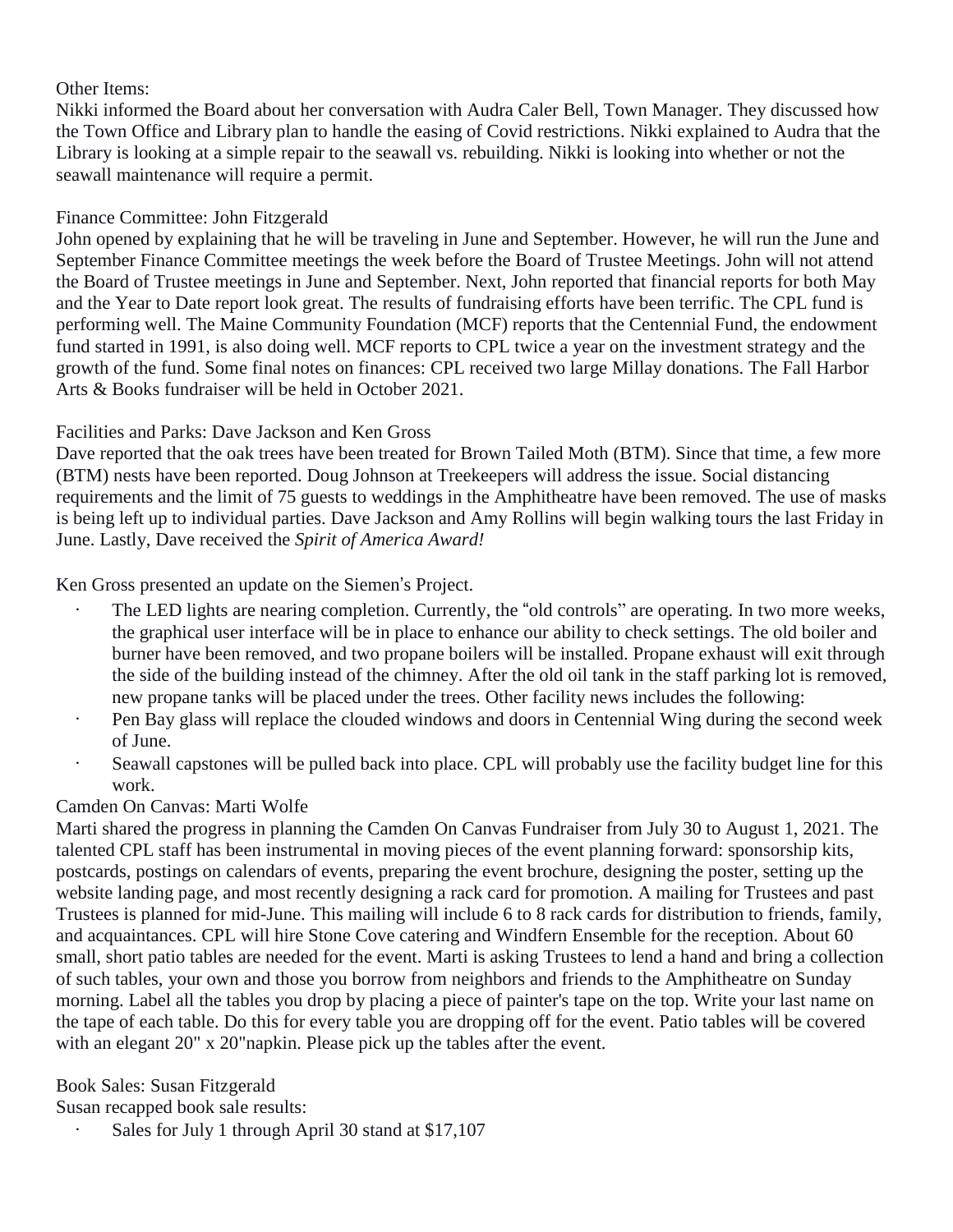Other Items:

Nikki informed the Board about her conversation with Audra Caler Bell, Town Manager. They discussed how the Town Office and Library plan to handle the easing of Covid restrictions. Nikki explained to Audra that the Library is looking at a simple repair to the seawall vs. rebuilding. Nikki is looking into whether or not the seawall maintenance will require a permit.

Finance Committee: John Fitzgerald

John opened by explaining that he will be traveling in June and September. However, he will run the June and September Finance Committee meetings the week before the Board of Trustee Meetings. John will not attend the Board of Trustee meetings in June and September. Next, John reported that financial reports for both May and the Year to Date report look great. The results of fundraising efforts have been terrific. The CPL fund is performing well. The Maine Community Foundation (MCF) reports that the Centennial Fund, the endowment fund started in 1991, is also doing well. MCF reports to CPL twice a year on the investment strategy and the growth of the fund. Some final notes on finances: CPL received two large Millay donations. The Fall Harbor Arts & Books fundraiser will be held in October 2021.

Facilities and Parks: Dave Jackson and Ken Gross

Dave reported that the oak trees have been treated for Brown Tailed Moth (BTM). Since that time, a few more (BTM) nests have been reported. Doug Johnson at Treekeepers will address the issue. Social distancing requirements and the limit of 75 guests to weddings in the Amphitheatre have been removed. The use of masks is being left up to individual parties. Dave Jackson and Amy Rollins will begin walking tours the last Friday in June. Lastly, Dave received the *Spirit of America Award!*

Ken Gross presented an update on the Siemen's Project.

- The LED lights are nearing completion. Currently, the "old controls" are operating. In two more weeks, the graphical user interface will be in place to enhance our ability to check settings. The old boiler and burner have been removed, and two propane boilers will be installed. Propane exhaust will exit through the side of the building instead of the chimney. After the old oil tank in the staff parking lot is removed, new propane tanks will be placed under the trees. Other facility news includes the following:
- Pen Bay glass will replace the clouded windows and doors in Centennial Wing during the second week of June.
- Seawall capstones will be pulled back into place. CPL will probably use the facility budget line for this work.

Camden On Canvas: Marti Wolfe

Marti shared the progress in planning the Camden On Canvas Fundraiser from July 30 to August 1, 2021. The talented CPL staff has been instrumental in moving pieces of the event planning forward: sponsorship kits, postcards, postings on calendars of events, preparing the event brochure, designing the poster, setting up the website landing page, and most recently designing a rack card for promotion. A mailing for Trustees and past Trustees is planned for mid-June. This mailing will include 6 to 8 rack cards for distribution to friends, family, and acquaintances. CPL will hire Stone Cove catering and Windfern Ensemble for the reception. About 60 small, short patio tables are needed for the event. Marti is asking Trustees to lend a hand and bring a collection of such tables, your own and those you borrow from neighbors and friends to the Amphitheatre on Sunday morning. Label all the tables you drop by placing a piece of painter's tape on the top. Write your last name on the tape of each table. Do this for every table you are dropping off for the event. Patio tables will be covered with an elegant 20" x 20"napkin. Please pick up the tables after the event.

Book Sales: Susan Fitzgerald

Susan recapped book sale results:

- Sales for July 1 through April 30 stand at $17,107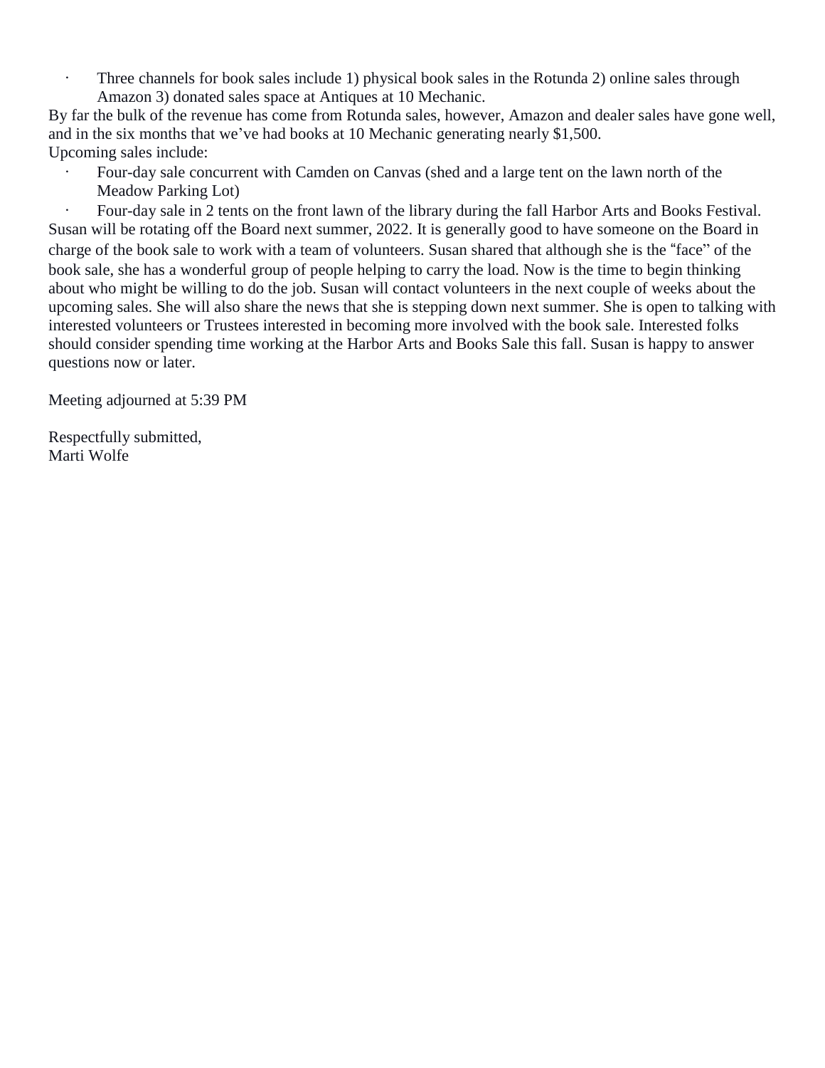- Three channels for book sales include 1) physical book sales in the Rotunda 2) online sales through Amazon 3) donated sales space at Antiques at 10 Mechanic.

By far the bulk of the revenue has come from Rotunda sales, however, Amazon and dealer sales have gone well, and in the six months that we've had books at 10 Mechanic generating nearly $1,500.
Upcoming sales include:

- Four-day sale concurrent with Camden on Canvas (shed and a large tent on the lawn north of the Meadow Parking Lot)
- Four-day sale in 2 tents on the front lawn of the library during the fall Harbor Arts and Books Festival.

Susan will be rotating off the Board next summer, 2022. It is generally good to have someone on the Board in charge of the book sale to work with a team of volunteers. Susan shared that although she is the "face" of the book sale, she has a wonderful group of people helping to carry the load. Now is the time to begin thinking about who might be willing to do the job. Susan will contact volunteers in the next couple of weeks about the upcoming sales. She will also share the news that she is stepping down next summer. She is open to talking with interested volunteers or Trustees interested in becoming more involved with the book sale. Interested folks should consider spending time working at the Harbor Arts and Books Sale this fall. Susan is happy to answer questions now or later.

Meeting adjourned at 5:39 PM

Respectfully submitted,
Marti Wolfe